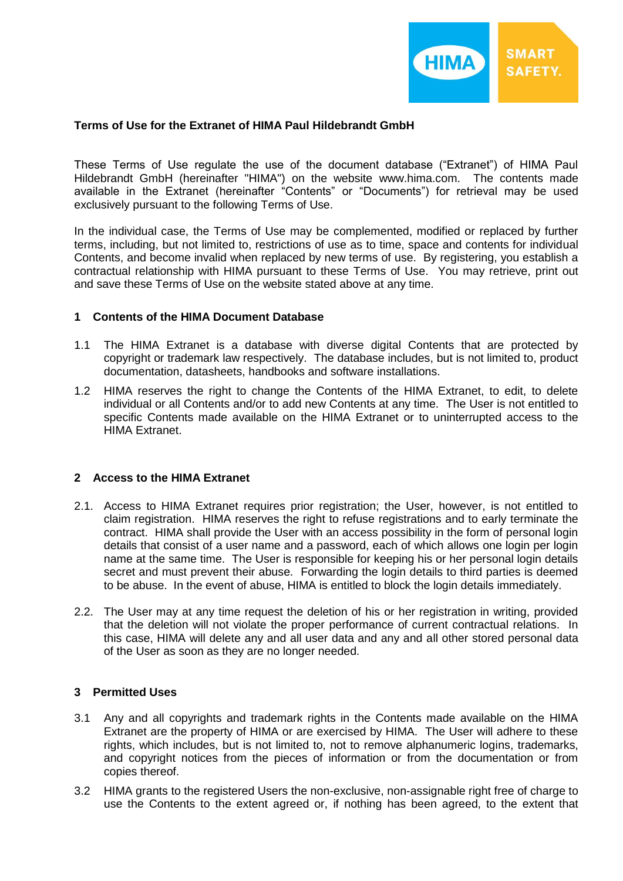**Terms of Use for the Extranet of HIMA Paul Hildebrandt GmbH**

These Terms of Use regulate the use of the document database ("Extranet") of HIMA Paul Hildebrandt GmbH (hereinafter "HIMA") on the website www.hima.com. The contents made available in the Extranet (hereinafter "Contents" or "Documents") for retrieval may be used exclusively pursuant to the following Terms of Use.

In the individual case, the Terms of Use may be complemented, modified or replaced by further terms, including, but not limited to, restrictions of use as to time, space and contents for individual Contents, and become invalid when replaced by new terms of use. By registering, you establish a contractual relationship with HIMA pursuant to these Terms of Use. You may retrieve, print out and save these Terms of Use on the website stated above at any time.

## 1 Contents of the HIMA Document Database

1.1 The HIMA Extranet is a database with diverse digital Contents that are protected by copyright or trademark law respectively. The database includes, but is not limited to, product documentation, datasheets, handbooks and software installations.

1.2 HIMA reserves the right to change the Contents of the HIMA Extranet, to edit, to delete individual or all Contents and/or to add new Contents at any time. The User is not entitled to specific Contents made available on the HIMA Extranet or to uninterrupted access to the HIMA Extranet.

## 2 Access to the HIMA Extranet

2.1. Access to HIMA Extranet requires prior registration; the User, however, is not entitled to claim registration. HIMA reserves the right to refuse registrations and to early terminate the contract. HIMA shall provide the User with an access possibility in the form of personal login details that consist of a user name and a password, each of which allows one login per login name at the same time. The User is responsible for keeping his or her personal login details secret and must prevent their abuse. Forwarding the login details to third parties is deemed to be abuse. In the event of abuse, HIMA is entitled to block the login details immediately.

2.2. The User may at any time request the deletion of his or her registration in writing, provided that the deletion will not violate the proper performance of current contractual relations. In this case, HIMA will delete any and all user data and any and all other stored personal data of the User as soon as they are no longer needed.

## 3 Permitted Uses

3.1 Any and all copyrights and trademark rights in the Contents made available on the HIMA Extranet are the property of HIMA or are exercised by HIMA. The User will adhere to these rights, which includes, but is not limited to, not to remove alphanumeric logins, trademarks, and copyright notices from the pieces of information or from the documentation or from copies thereof.

3.2 HIMA grants to the registered Users the non-exclusive, non-assignable right free of charge to use the Contents to the extent agreed or, if nothing has been agreed, to the extent that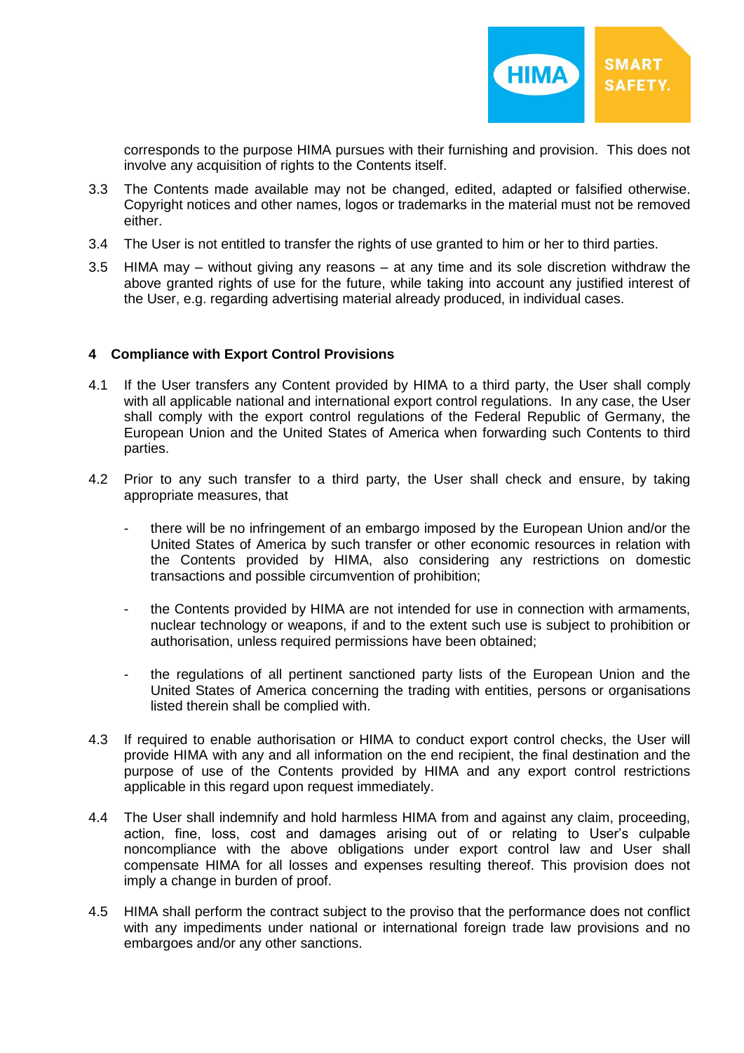corresponds to the purpose HIMA pursues with their furnishing and provision. This does not involve any acquisition of rights to the Contents itself.

3.3 The Contents made available may not be changed, edited, adapted or falsified otherwise. Copyright notices and other names, logos or trademarks in the material must not be removed either.

3.4 The User is not entitled to transfer the rights of use granted to him or her to third parties.

3.5 HIMA may – without giving any reasons – at any time and its sole discretion withdraw the above granted rights of use for the future, while taking into account any justified interest of the User, e.g. regarding advertising material already produced, in individual cases.

## 4 Compliance with Export Control Provisions

4.1 If the User transfers any Content provided by HIMA to a third party, the User shall comply with all applicable national and international export control regulations. In any case, the User shall comply with the export control regulations of the Federal Republic of Germany, the European Union and the United States of America when forwarding such Contents to third parties.

4.2 Prior to any such transfer to a third party, the User shall check and ensure, by taking appropriate measures, that

- there will be no infringement of an embargo imposed by the European Union and/or the United States of America by such transfer or other economic resources in relation with the Contents provided by HIMA, also considering any restrictions on domestic transactions and possible circumvention of prohibition;
- the Contents provided by HIMA are not intended for use in connection with armaments, nuclear technology or weapons, if and to the extent such use is subject to prohibition or authorisation, unless required permissions have been obtained;
- the regulations of all pertinent sanctioned party lists of the European Union and the United States of America concerning the trading with entities, persons or organisations listed therein shall be complied with.

4.3 If required to enable authorisation or HIMA to conduct export control checks, the User will provide HIMA with any and all information on the end recipient, the final destination and the purpose of use of the Contents provided by HIMA and any export control restrictions applicable in this regard upon request immediately.

4.4 The User shall indemnify and hold harmless HIMA from and against any claim, proceeding, action, fine, loss, cost and damages arising out of or relating to User's culpable noncompliance with the above obligations under export control law and User shall compensate HIMA for all losses and expenses resulting thereof. This provision does not imply a change in burden of proof.

4.5 HIMA shall perform the contract subject to the proviso that the performance does not conflict with any impediments under national or international foreign trade law provisions and no embargoes and/or any other sanctions.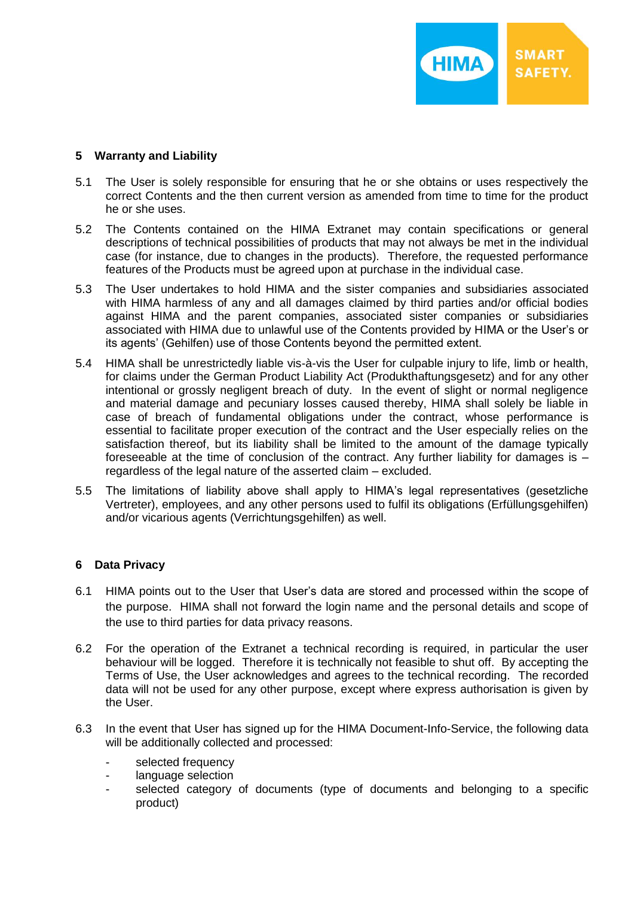## 5 Warranty and Liability

5.1 The User is solely responsible for ensuring that he or she obtains or uses respectively the correct Contents and the then current version as amended from time to time for the product he or she uses.

5.2 The Contents contained on the HIMA Extranet may contain specifications or general descriptions of technical possibilities of products that may not always be met in the individual case (for instance, due to changes in the products). Therefore, the requested performance features of the Products must be agreed upon at purchase in the individual case.

5.3 The User undertakes to hold HIMA and the sister companies and subsidiaries associated with HIMA harmless of any and all damages claimed by third parties and/or official bodies against HIMA and the parent companies, associated sister companies or subsidiaries associated with HIMA due to unlawful use of the Contents provided by HIMA or the User's or its agents' (Gehilfen) use of those Contents beyond the permitted extent.

5.4 HIMA shall be unrestrictedly liable vis-à-vis the User for culpable injury to life, limb or health, for claims under the German Product Liability Act (Produkthaftungsgesetz) and for any other intentional or grossly negligent breach of duty. In the event of slight or normal negligence and material damage and pecuniary losses caused thereby, HIMA shall solely be liable in case of breach of fundamental obligations under the contract, whose performance is essential to facilitate proper execution of the contract and the User especially relies on the satisfaction thereof, but its liability shall be limited to the amount of the damage typically foreseeable at the time of conclusion of the contract. Any further liability for damages is – regardless of the legal nature of the asserted claim – excluded.

5.5 The limitations of liability above shall apply to HIMA's legal representatives (gesetzliche Vertreter), employees, and any other persons used to fulfil its obligations (Erfüllungsgehilfen) and/or vicarious agents (Verrichtungsgehilfen) as well.

## 6 Data Privacy

6.1 HIMA points out to the User that User's data are stored and processed within the scope of the purpose. HIMA shall not forward the login name and the personal details and scope of the use to third parties for data privacy reasons.

6.2 For the operation of the Extranet a technical recording is required, in particular the user behaviour will be logged. Therefore it is technically not feasible to shut off. By accepting the Terms of Use, the User acknowledges and agrees to the technical recording. The recorded data will not be used for any other purpose, except where express authorisation is given by the User.

6.3 In the event that User has signed up for the HIMA Document-Info-Service, the following data will be additionally collected and processed:

- selected frequency
- language selection
- selected category of documents (type of documents and belonging to a specific product)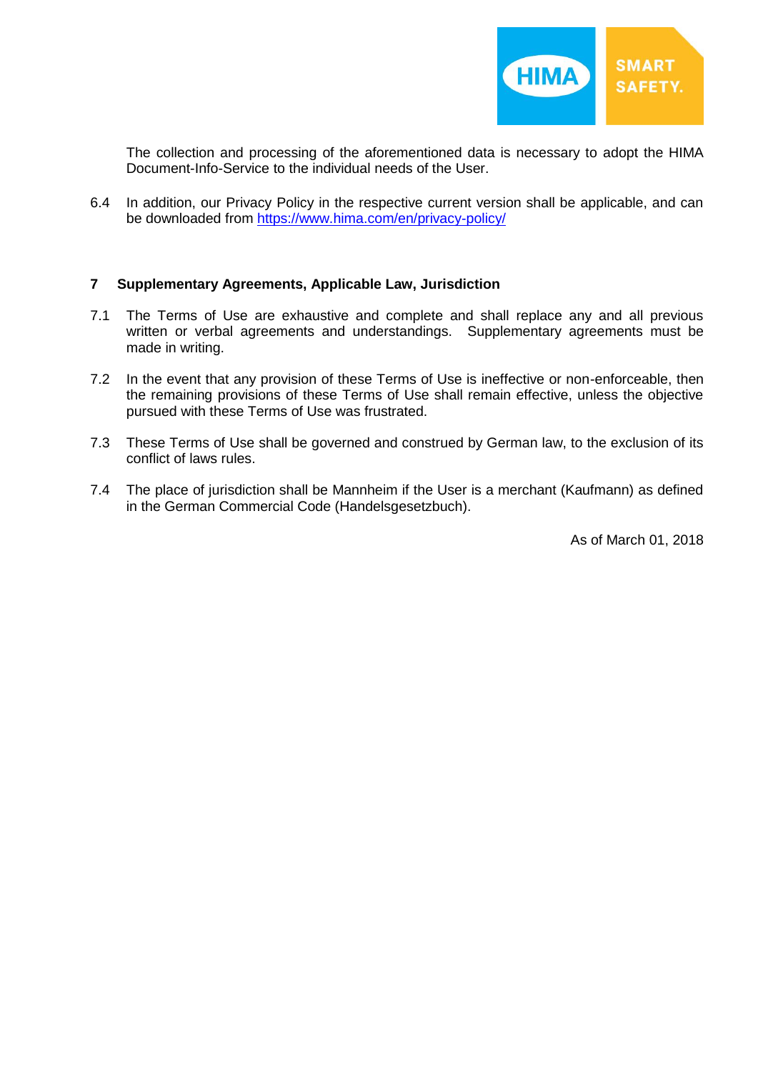The collection and processing of the aforementioned data is necessary to adopt the HIMA Document-Info-Service to the individual needs of the User.

6.4 In addition, our Privacy Policy in the respective current version shall be applicable, and can be downloaded from https://www.hima.com/en/privacy-policy/

## 7 Supplementary Agreements, Applicable Law, Jurisdiction

7.1 The Terms of Use are exhaustive and complete and shall replace any and all previous written or verbal agreements and understandings. Supplementary agreements must be made in writing.

7.2 In the event that any provision of these Terms of Use is ineffective or non-enforceable, then the remaining provisions of these Terms of Use shall remain effective, unless the objective pursued with these Terms of Use was frustrated.

7.3 These Terms of Use shall be governed and construed by German law, to the exclusion of its conflict of laws rules.

7.4 The place of jurisdiction shall be Mannheim if the User is a merchant (Kaufmann) as defined in the German Commercial Code (Handelsgesetzbuch).

As of March 01, 2018